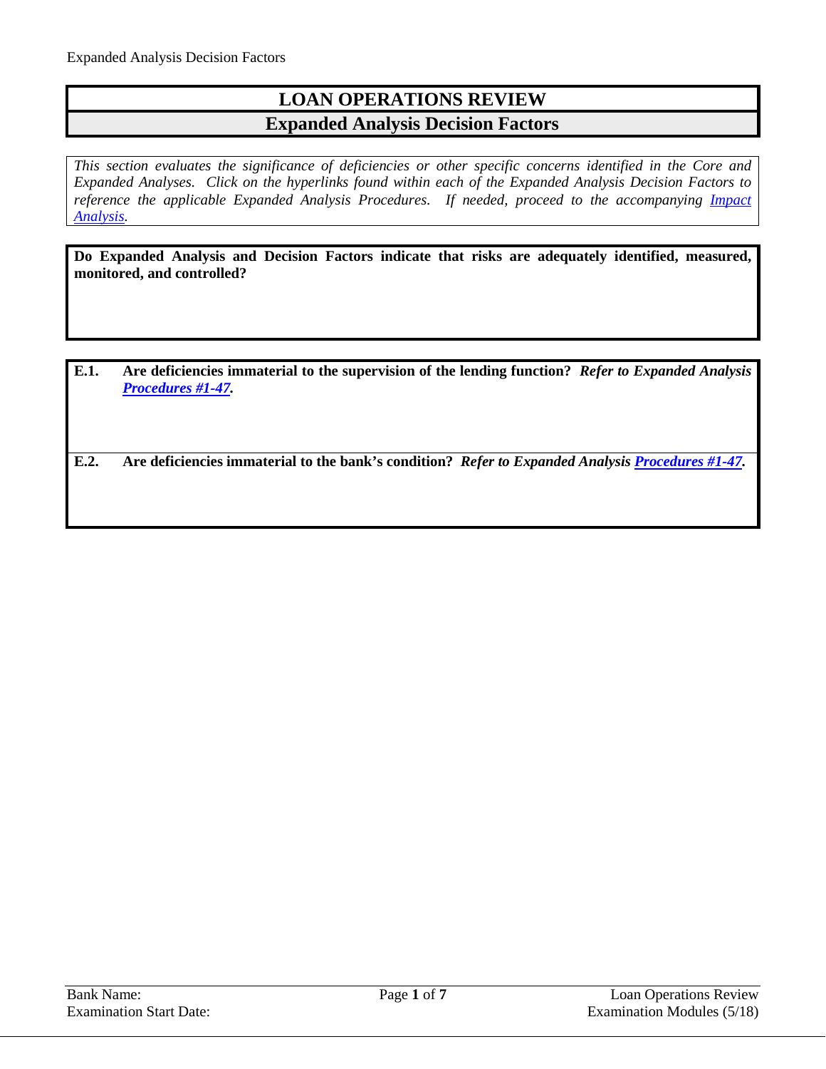# LOAN OPERATIONS REVIEW

## Expanded Analysis Decision Factors

*This section evaluates the significance of deficiencies or other specific concerns identified in the Core and Expanded Analyses. Click on the hyperlinks found within each of the Expanded Analysis Decision Factors to reference the applicable Expanded Analysis Procedures. If needed, proceed to the accompanying Impact Analysis.*

**Do Expanded Analysis and Decision Factors indicate that risks are adequately identified, measured, monitored, and controlled?**

**E.1. Are deficiencies immaterial to the supervision of the lending function?** ***Refer to Expanded Analysis Procedures #1-47.***

**E.2. Are deficiencies immaterial to the bank's condition?** ***Refer to Expanded Analysis Procedures #1-47.***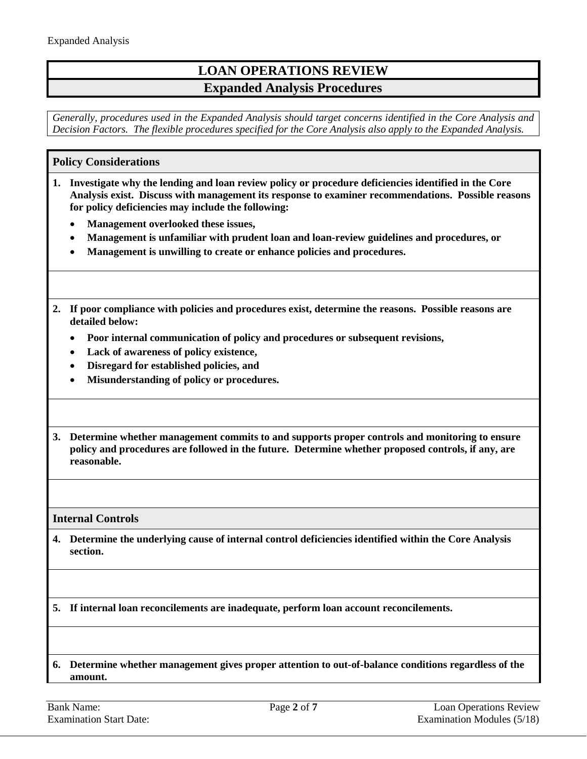# LOAN OPERATIONS REVIEW

## Expanded Analysis Procedures

*Generally, procedures used in the Expanded Analysis should target concerns identified in the Core Analysis and Decision Factors. The flexible procedures specified for the Core Analysis also apply to the Expanded Analysis.*

### Policy Considerations

**1. Investigate why the lending and loan review policy or procedure deficiencies identified in the Core Analysis exist. Discuss with management its response to examiner recommendations. Possible reasons for policy deficiencies may include the following:**

- **Management overlooked these issues,**
- **Management is unfamiliar with prudent loan and loan-review guidelines and procedures, or**
- **Management is unwilling to create or enhance policies and procedures.**

**2. If poor compliance with policies and procedures exist, determine the reasons. Possible reasons are detailed below:**

- **Poor internal communication of policy and procedures or subsequent revisions,**
- **Lack of awareness of policy existence,**
- **Disregard for established policies, and**
- **Misunderstanding of policy or procedures.**

**3. Determine whether management commits to and supports proper controls and monitoring to ensure policy and procedures are followed in the future. Determine whether proposed controls, if any, are reasonable.**

### Internal Controls

**4. Determine the underlying cause of internal control deficiencies identified within the Core Analysis section.**

**5. If internal loan reconcilements are inadequate, perform loan account reconcilements.**

**6. Determine whether management gives proper attention to out-of-balance conditions regardless of the amount.**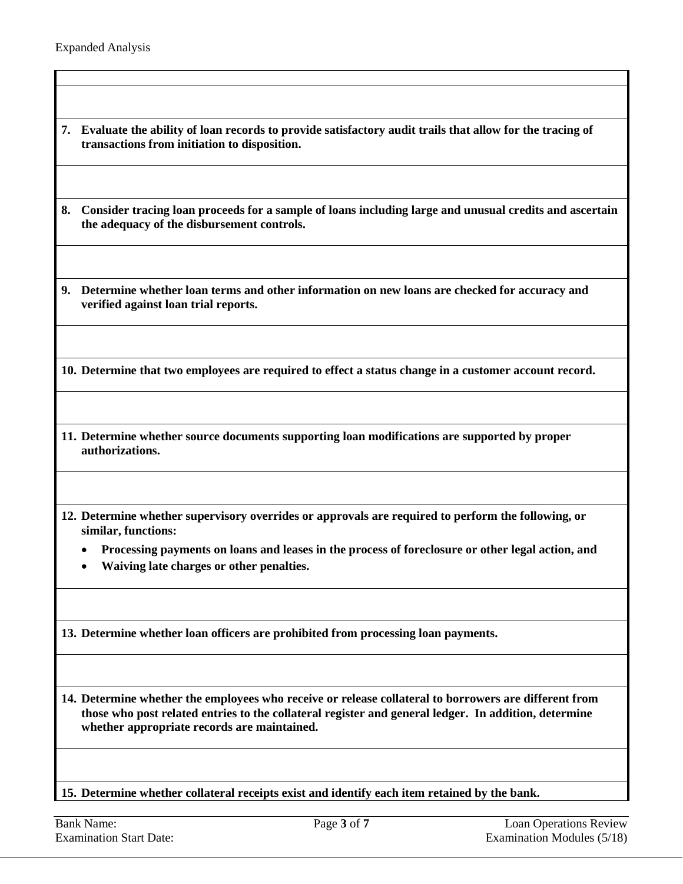**7. Evaluate the ability of loan records to provide satisfactory audit trails that allow for the tracing of transactions from initiation to disposition.**

**8. Consider tracing loan proceeds for a sample of loans including large and unusual credits and ascertain the adequacy of the disbursement controls.**

**9. Determine whether loan terms and other information on new loans are checked for accuracy and verified against loan trial reports.**

**10. Determine that two employees are required to effect a status change in a customer account record.**

**11. Determine whether source documents supporting loan modifications are supported by proper authorizations.**

**12. Determine whether supervisory overrides or approvals are required to perform the following, or similar, functions:**

- **Processing payments on loans and leases in the process of foreclosure or other legal action, and**
- **Waiving late charges or other penalties.**

**13. Determine whether loan officers are prohibited from processing loan payments.**

**14. Determine whether the employees who receive or release collateral to borrowers are different from those who post related entries to the collateral register and general ledger. In addition, determine whether appropriate records are maintained.**

**15. Determine whether collateral receipts exist and identify each item retained by the bank.**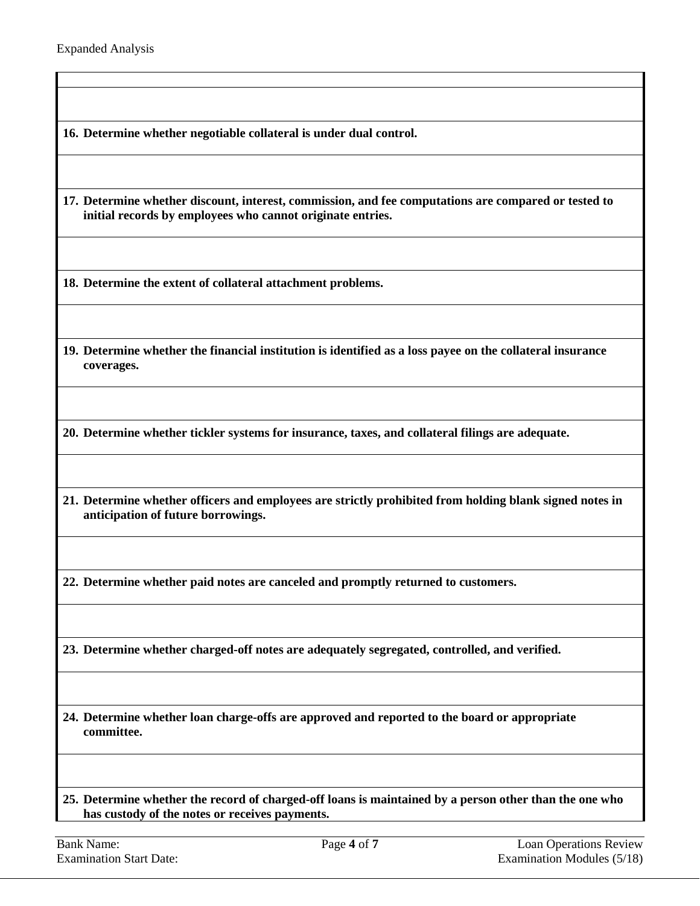**16. Determine whether negotiable collateral is under dual control.**

**17. Determine whether discount, interest, commission, and fee computations are compared or tested to initial records by employees who cannot originate entries.**

**18. Determine the extent of collateral attachment problems.**

**19. Determine whether the financial institution is identified as a loss payee on the collateral insurance coverages.**

**20. Determine whether tickler systems for insurance, taxes, and collateral filings are adequate.**

**21. Determine whether officers and employees are strictly prohibited from holding blank signed notes in anticipation of future borrowings.**

**22. Determine whether paid notes are canceled and promptly returned to customers.**

**23. Determine whether charged-off notes are adequately segregated, controlled, and verified.**

**24. Determine whether loan charge-offs are approved and reported to the board or appropriate committee.**

**25. Determine whether the record of charged-off loans is maintained by a person other than the one who has custody of the notes or receives payments.**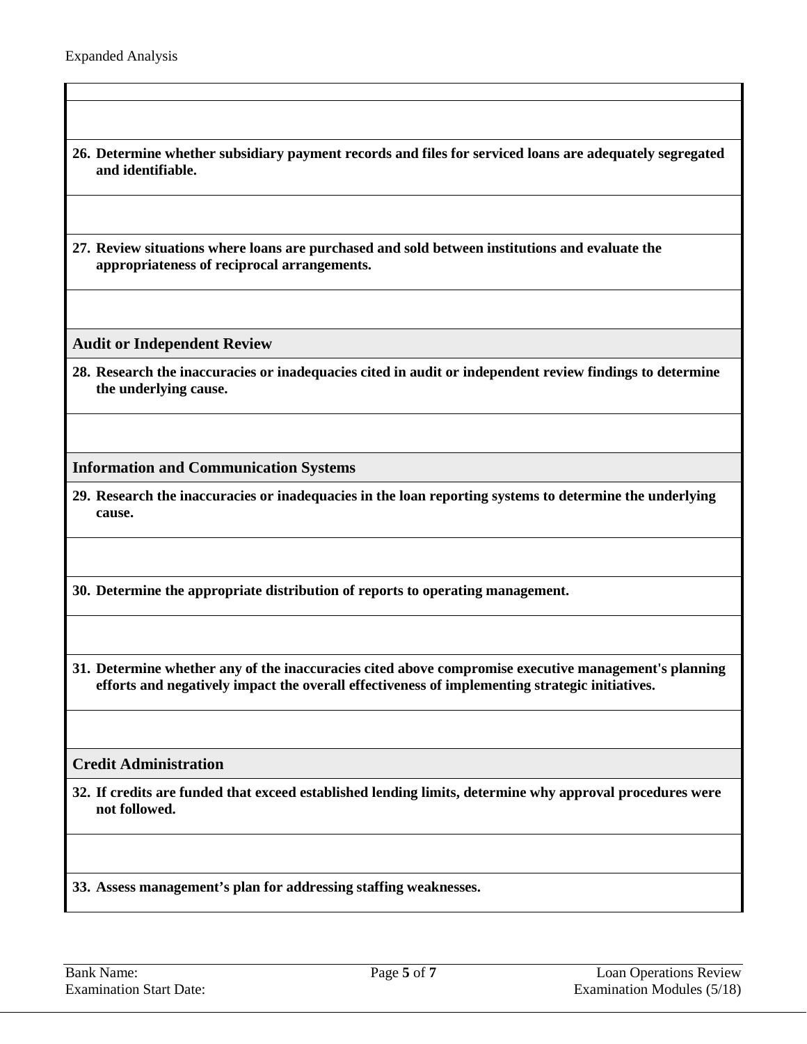Expanded Analysis

26. **Determine whether subsidiary payment records and files for serviced loans are adequately segregated and identifiable.**

27. **Review situations where loans are purchased and sold between institutions and evaluate the appropriateness of reciprocal arrangements.**

### Audit or Independent Review

28. **Research the inaccuracies or inadequacies cited in audit or independent review findings to determine the underlying cause.**

### Information and Communication Systems

29. **Research the inaccuracies or inadequacies in the loan reporting systems to determine the underlying cause.**

30. **Determine the appropriate distribution of reports to operating management.**

31. **Determine whether any of the inaccuracies cited above compromise executive management's planning efforts and negatively impact the overall effectiveness of implementing strategic initiatives.**

### Credit Administration

32. **If credits are funded that exceed established lending limits, determine why approval procedures were not followed.**

33. **Assess management's plan for addressing staffing weaknesses.**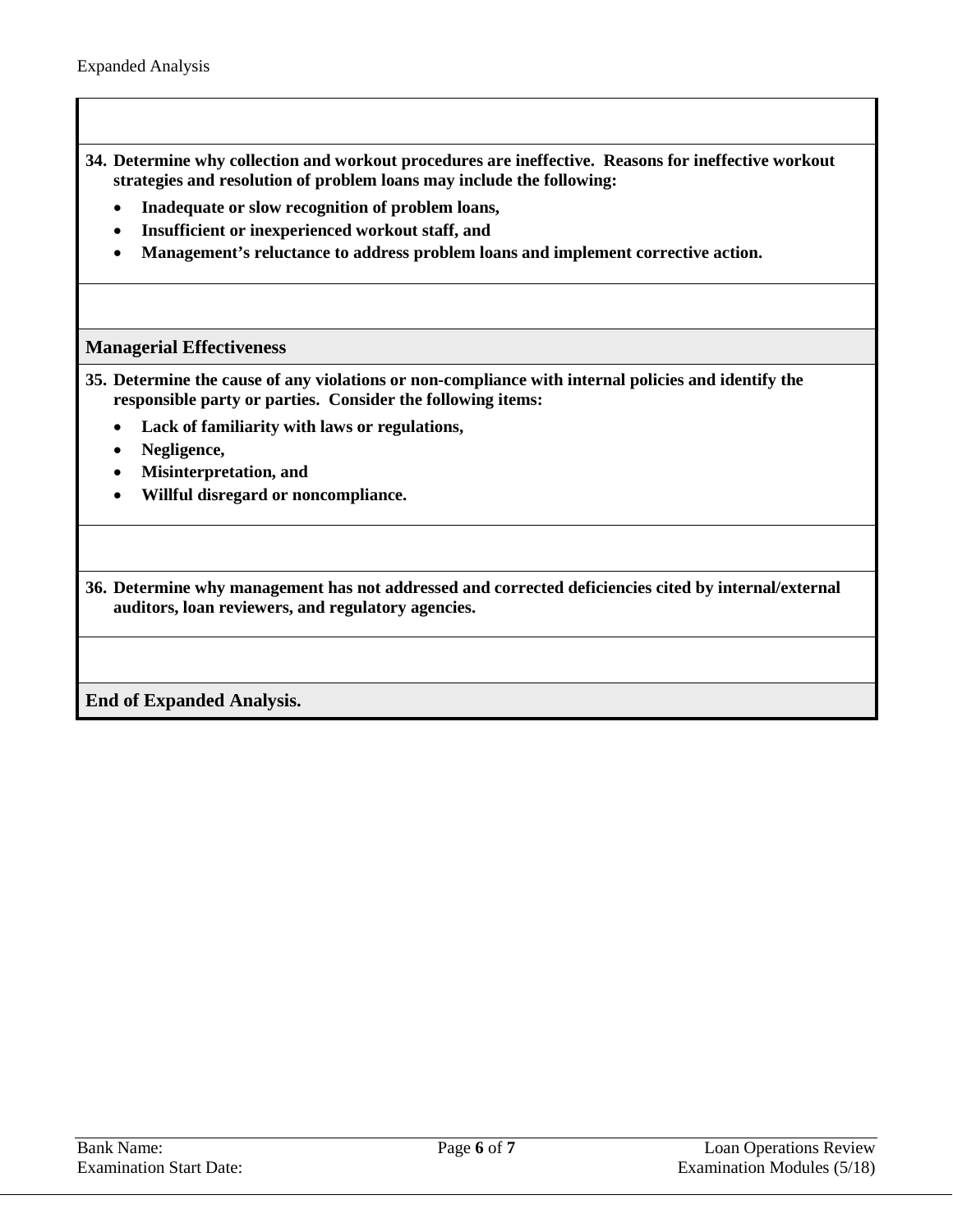**34. Determine why collection and workout procedures are ineffective. Reasons for ineffective workout strategies and resolution of problem loans may include the following:**

- **Inadequate or slow recognition of problem loans,**
- **Insufficient or inexperienced workout staff, and**
- **Management's reluctance to address problem loans and implement corrective action.**

## Managerial Effectiveness

**35. Determine the cause of any violations or non-compliance with internal policies and identify the responsible party or parties. Consider the following items:**

- **Lack of familiarity with laws or regulations,**
- **Negligence,**
- **Misinterpretation, and**
- **Willful disregard or noncompliance.**

**36. Determine why management has not addressed and corrected deficiencies cited by internal/external auditors, loan reviewers, and regulatory agencies.**

**End of Expanded Analysis.**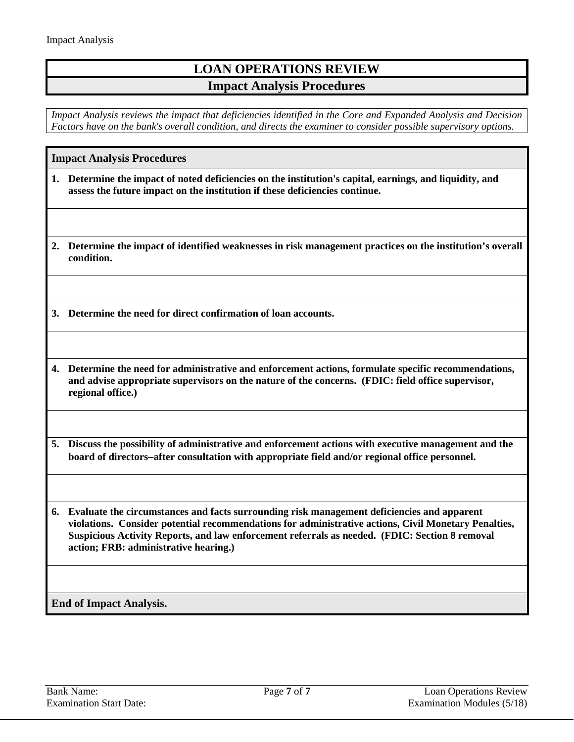# LOAN OPERATIONS REVIEW

## Impact Analysis Procedures

*Impact Analysis reviews the impact that deficiencies identified in the Core and Expanded Analysis and Decision Factors have on the bank's overall condition, and directs the examiner to consider possible supervisory options.*

| Impact Analysis Procedures |
|---|
| **1. Determine the impact of noted deficiencies on the institution's capital, earnings, and liquidity, and assess the future impact on the institution if these deficiencies continue.** |
| |
| **2. Determine the impact of identified weaknesses in risk management practices on the institution's overall condition.** |
| |
| **3. Determine the need for direct confirmation of loan accounts.** |
| |
| **4. Determine the need for administrative and enforcement actions, formulate specific recommendations, and advise appropriate supervisors on the nature of the concerns. (FDIC: field office supervisor, regional office.)** |
| |
| **5. Discuss the possibility of administrative and enforcement actions with executive management and the board of directors–after consultation with appropriate field and/or regional office personnel.** |
| |
| **6. Evaluate the circumstances and facts surrounding risk management deficiencies and apparent violations. Consider potential recommendations for administrative actions, Civil Monetary Penalties, Suspicious Activity Reports, and law enforcement referrals as needed. (FDIC: Section 8 removal action; FRB: administrative hearing.)** |
| |
| **End of Impact Analysis.** |

Bank Name:
Examination Start Date: